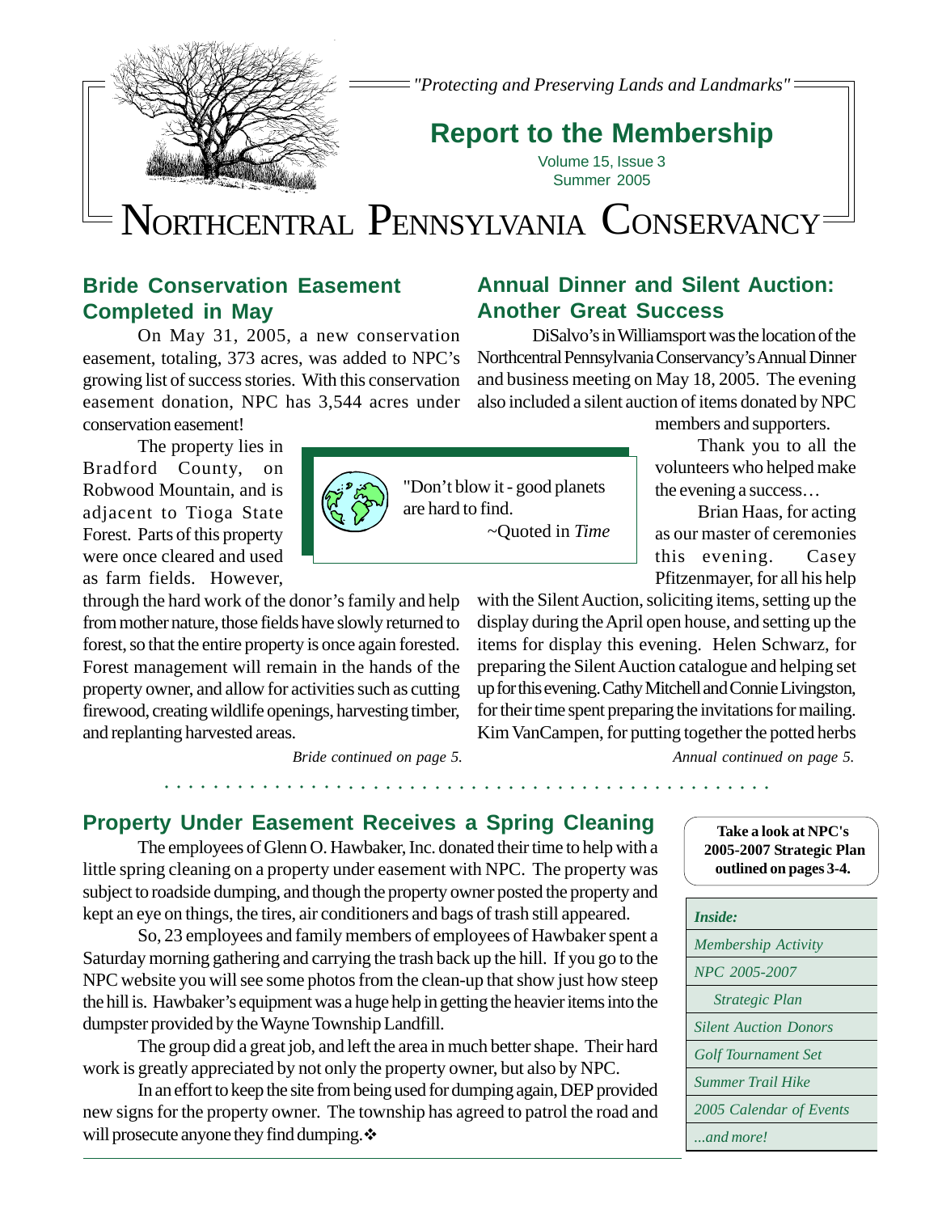*"Protecting and Preserving Lands and Landmarks"*

# Report to the Membership

Volume 15, Issue 3
Summer 2005

# NORTHCENTRAL PENNSYLVANIA CONSERVANCY

## Bride Conservation Easement Completed in May

On May 31, 2005, a new conservation easement, totaling, 373 acres, was added to NPC's growing list of success stories. With this conservation easement donation, NPC has 3,544 acres under conservation easement!

The property lies in Bradford County, on Robwood Mountain, and is adjacent to Tioga State Forest. Parts of this property were once cleared and used as farm fields. However, through the hard work of the donor's family and help from mother nature, those fields have slowly returned to forest, so that the entire property is once again forested. Forest management will remain in the hands of the property owner, and allow for activities such as cutting firewood, creating wildlife openings, harvesting timber, and replanting harvested areas.

*Bride continued on page 5.*

> "Don't blow it - good planets are hard to find.
> ~Quoted in *Time*

## Annual Dinner and Silent Auction: Another Great Success

DiSalvo's in Williamsport was the location of the Northcentral Pennsylvania Conservancy's Annual Dinner and business meeting on May 18, 2005. The evening also included a silent auction of items donated by NPC members and supporters.

Thank you to all the volunteers who helped make the evening a success…

Brian Haas, for acting as our master of ceremonies this evening. Casey Pfitzenmayer, for all his help with the Silent Auction, soliciting items, setting up the display during the April open house, and setting up the items for display this evening. Helen Schwarz, for preparing the Silent Auction catalogue and helping set up for this evening. Cathy Mitchell and Connie Livingston, for their time spent preparing the invitations for mailing. Kim VanCampen, for putting together the potted herbs

*Annual continued on page 5.*

## Property Under Easement Receives a Spring Cleaning

The employees of Glenn O. Hawbaker, Inc. donated their time to help with a little spring cleaning on a property under easement with NPC. The property was subject to roadside dumping, and though the property owner posted the property and kept an eye on things, the tires, air conditioners and bags of trash still appeared.

So, 23 employees and family members of employees of Hawbaker spent a Saturday morning gathering and carrying the trash back up the hill. If you go to the NPC website you will see some photos from the clean-up that show just how steep the hill is. Hawbaker's equipment was a huge help in getting the heavier items into the dumpster provided by the Wayne Township Landfill.

The group did a great job, and left the area in much better shape. Their hard work is greatly appreciated by not only the property owner, but also by NPC.

In an effort to keep the site from being used for dumping again, DEP provided new signs for the property owner. The township has agreed to patrol the road and will prosecute anyone they find dumping.❖

**Take a look at NPC's 2005-2007 Strategic Plan outlined on pages 3-4.**

***Inside:***

- *Membership Activity*
- *NPC 2005-2007 Strategic Plan*
- *Silent Auction Donors*
- *Golf Tournament Set*
- *Summer Trail Hike*
- *2005 Calendar of Events*
- *...and more!*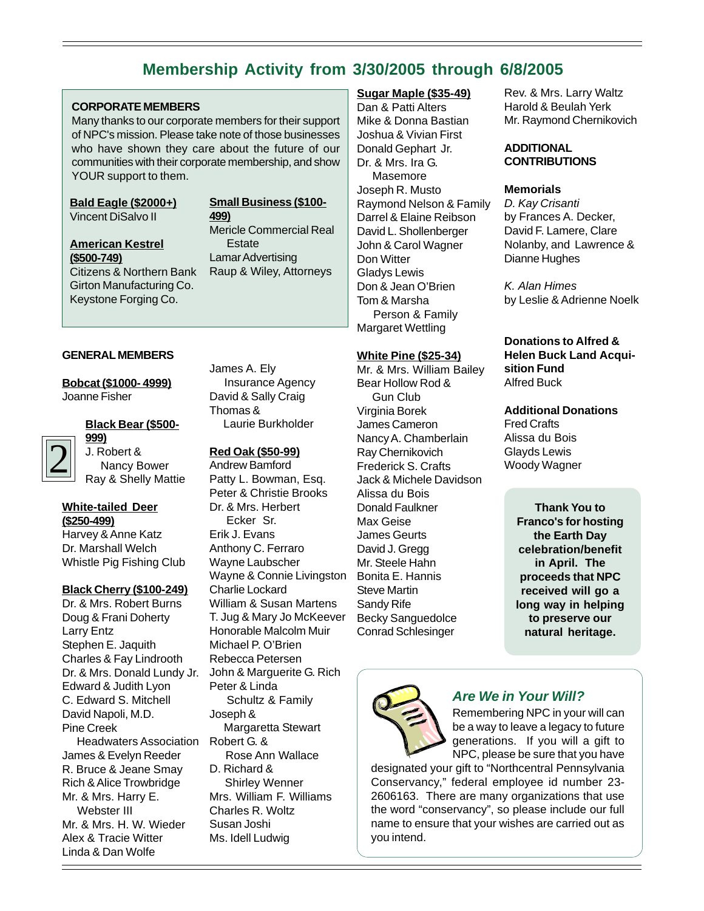# Membership Activity from 3/30/2005 through 6/8/2005

**CORPORATE MEMBERS**

Many thanks to our corporate members for their support of NPC's mission. Please take note of those businesses who have shown they care about the future of our communities with their corporate membership, and show YOUR support to them.

**Bald Eagle ($2000+)**
Vincent DiSalvo II

**American Kestrel ($500-749)**
Citizens & Northern Bank
Girton Manufacturing Co.
Keystone Forging Co.

**Small Business ($100-499)**
Mericle Commercial Real Estate
Lamar Advertising
Raup & Wiley, Attorneys

**GENERAL MEMBERS**

**Bobcat ($1000- 4999)**
Joanne Fisher

**Black Bear ($500-999)**
J. Robert & Nancy Bower
Ray & Shelly Mattie

**White-tailed Deer ($250-499)**
Harvey & Anne Katz
Dr. Marshall Welch
Whistle Pig Fishing Club

**Black Cherry ($100-249)**
Dr. & Mrs. Robert Burns
Doug & Frani Doherty
Larry Entz
Stephen E. Jaquith
Charles & Fay Lindrooth
Dr. & Mrs. Donald Lundy Jr.
Edward & Judith Lyon
C. Edward S. Mitchell
David Napoli, M.D.
Pine Creek Headwaters Association
James & Evelyn Reeder
R. Bruce & Jeane Smay
Rich & Alice Trowbridge
Mr. & Mrs. Harry E. Webster III
Mr. & Mrs. H. W. Wieder
Alex & Tracie Witter
Linda & Dan Wolfe
James A. Ely Insurance Agency
David & Sally Craig
Thomas & Laurie Burkholder

**Red Oak ($50-99)**
Andrew Bamford
Patty L. Bowman, Esq.
Peter & Christie Brooks
Dr. & Mrs. Herbert Ecker Sr.
Erik J. Evans
Anthony C. Ferraro
Wayne Laubscher
Wayne & Connie Livingston
Charlie Lockard
William & Susan Martens
T. Jug & Mary Jo McKeever
Honorable Malcolm Muir
Michael P. O'Brien
Rebecca Petersen
John & Marguerite G. Rich
Peter & Linda Schultz & Family
Joseph & Margaretta Stewart
Robert G. & Rose Ann Wallace
D. Richard & Shirley Wenner
Mrs. William F. Williams
Charles R. Woltz
Susan Joshi
Ms. Idell Ludwig

**Sugar Maple ($35-49)**
Dan & Patti Alters
Mike & Donna Bastian
Joshua & Vivian First
Donald Gephart Jr.
Dr. & Mrs. Ira G. Masemore
Joseph R. Musto
Raymond Nelson & Family
Darrel & Elaine Reibson
David L. Shollenberger
John & Carol Wagner
Don Witter
Gladys Lewis
Don & Jean O'Brien
Tom & Marsha Person & Family
Margaret Wettling

**White Pine ($25-34)**
Mr. & Mrs. William Bailey
Bear Hollow Rod & Gun Club
Virginia Borek
James Cameron
Nancy A. Chamberlain
Ray Chernikovich
Frederick S. Crafts
Jack & Michele Davidson
Alissa du Bois
Donald Faulkner
Max Geise
James Geurts
David J. Gregg
Mr. Steele Hahn
Bonita E. Hannis
Steve Martin
Sandy Rife
Becky Sanguedolce
Conrad Schlesinger
Rev. & Mrs. Larry Waltz
Harold & Beulah Yerk
Mr. Raymond Chernikovich

**ADDITIONAL CONTRIBUTIONS**

**Memorials**

*D. Kay Crisanti*
by Frances A. Decker, David F. Lamere, Clare Nolanby, and Lawrence & Dianne Hughes

*K. Alan Himes*
by Leslie & Adrienne Noelk

**Donations to Alfred & Helen Buck Land Acquisition Fund**
Alfred Buck

**Additional Donations**
Fred Crafts
Alissa du Bois
Glayds Lewis
Woody Wagner

**Thank You to Franco's for hosting the Earth Day celebration/benefit in April. The proceeds that NPC received will go a long way in helping to preserve our natural heritage.**

## *Are We in Your Will?*

Remembering NPC in your will can be a way to leave a legacy to future generations. If you will a gift to NPC, please be sure that you have designated your gift to "Northcentral Pennsylvania Conservancy," federal employee id number 23-2606163. There are many organizations that use the word "conservancy", so please include our full name to ensure that your wishes are carried out as you intend.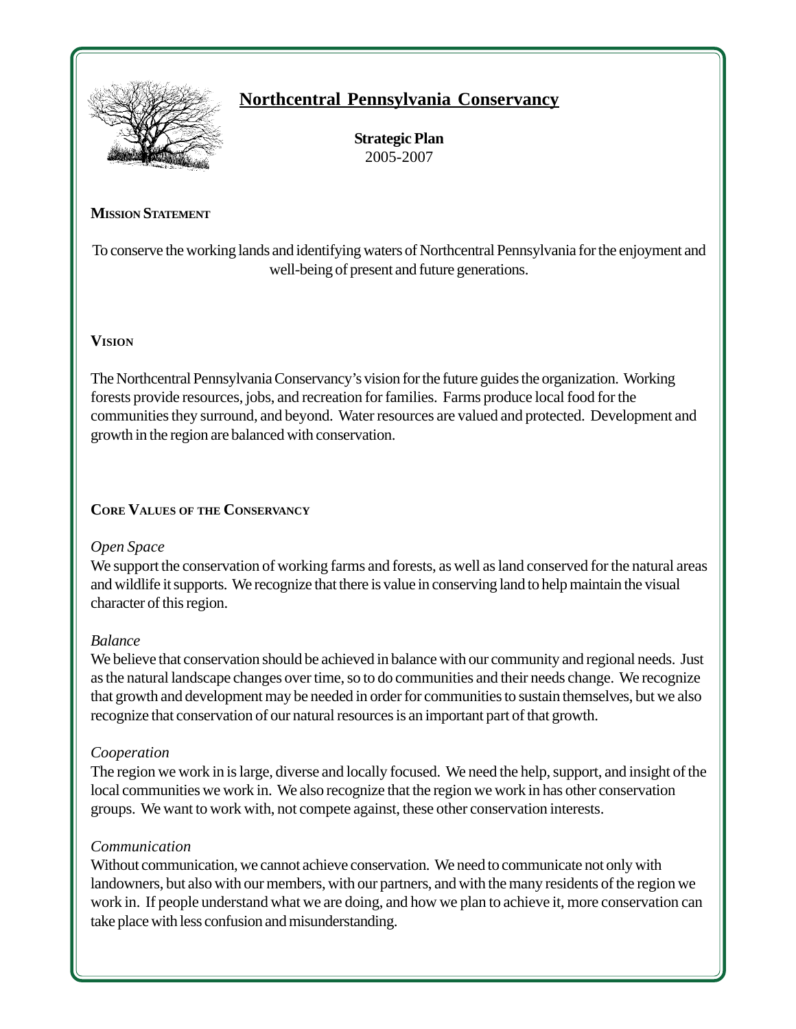# Northcentral Pennsylvania Conservancy

**Strategic Plan**
2005-2007

## Mission Statement

To conserve the working lands and identifying waters of Northcentral Pennsylvania for the enjoyment and well-being of present and future generations.

## Vision

The Northcentral Pennsylvania Conservancy's vision for the future guides the organization. Working forests provide resources, jobs, and recreation for families. Farms produce local food for the communities they surround, and beyond. Water resources are valued and protected. Development and growth in the region are balanced with conservation.

## Core Values of the Conservancy

*Open Space*
We support the conservation of working farms and forests, as well as land conserved for the natural areas and wildlife it supports. We recognize that there is value in conserving land to help maintain the visual character of this region.

*Balance*
We believe that conservation should be achieved in balance with our community and regional needs. Just as the natural landscape changes over time, so to do communities and their needs change. We recognize that growth and development may be needed in order for communities to sustain themselves, but we also recognize that conservation of our natural resources is an important part of that growth.

*Cooperation*
The region we work in is large, diverse and locally focused. We need the help, support, and insight of the local communities we work in. We also recognize that the region we work in has other conservation groups. We want to work with, not compete against, these other conservation interests.

*Communication*
Without communication, we cannot achieve conservation. We need to communicate not only with landowners, but also with our members, with our partners, and with the many residents of the region we work in. If people understand what we are doing, and how we plan to achieve it, more conservation can take place with less confusion and misunderstanding.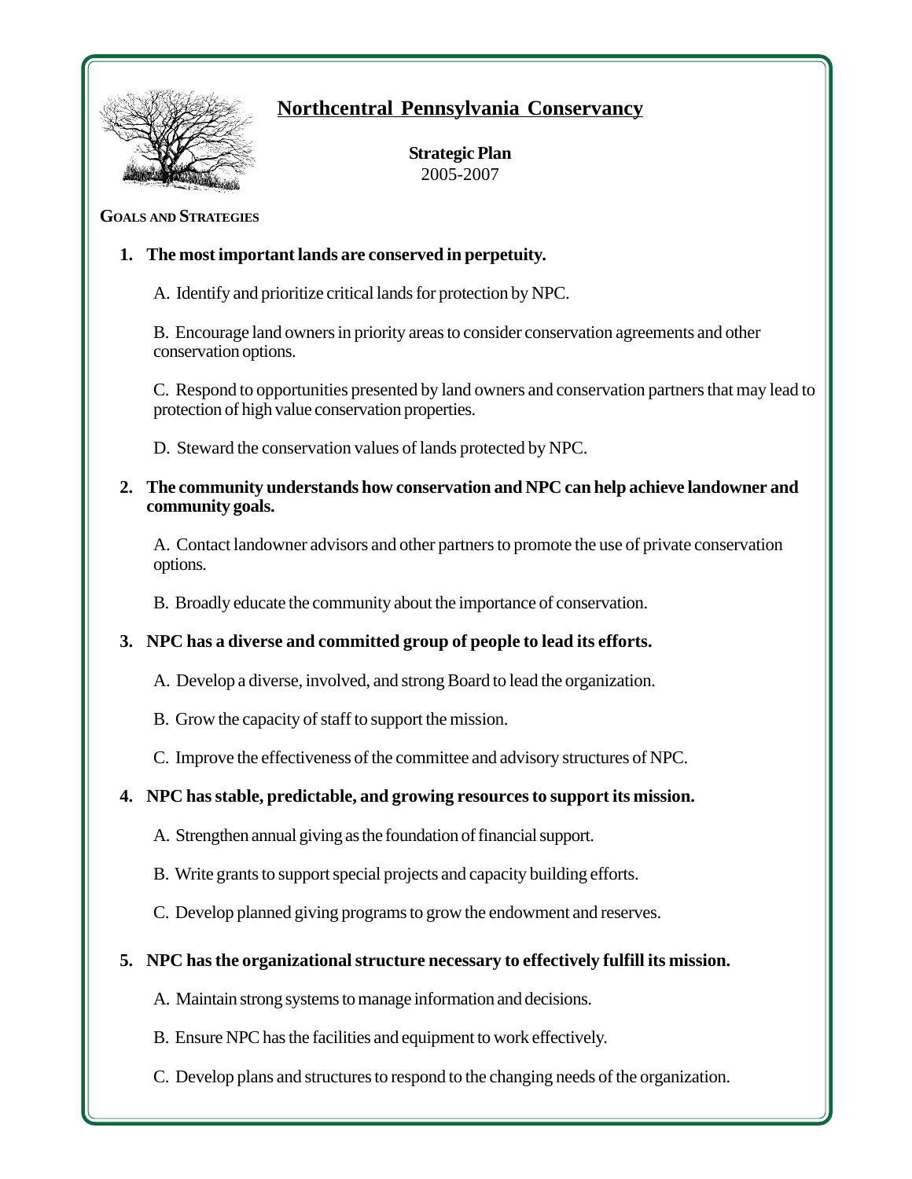# Northcentral Pennsylvania Conservancy

**Strategic Plan**
2005-2007

**GOALS AND STRATEGIES**

1. **The most important lands are conserved in perpetuity.**

   A. Identify and prioritize critical lands for protection by NPC.

   B. Encourage land owners in priority areas to consider conservation agreements and other conservation options.

   C. Respond to opportunities presented by land owners and conservation partners that may lead to protection of high value conservation properties.

   D. Steward the conservation values of lands protected by NPC.

2. **The community understands how conservation and NPC can help achieve landowner and community goals.**

   A. Contact landowner advisors and other partners to promote the use of private conservation options.

   B. Broadly educate the community about the importance of conservation.

3. **NPC has a diverse and committed group of people to lead its efforts.**

   A. Develop a diverse, involved, and strong Board to lead the organization.

   B. Grow the capacity of staff to support the mission.

   C. Improve the effectiveness of the committee and advisory structures of NPC.

4. **NPC has stable, predictable, and growing resources to support its mission.**

   A. Strengthen annual giving as the foundation of financial support.

   B. Write grants to support special projects and capacity building efforts.

   C. Develop planned giving programs to grow the endowment and reserves.

5. **NPC has the organizational structure necessary to effectively fulfill its mission.**

   A. Maintain strong systems to manage information and decisions.

   B. Ensure NPC has the facilities and equipment to work effectively.

   C. Develop plans and structures to respond to the changing needs of the organization.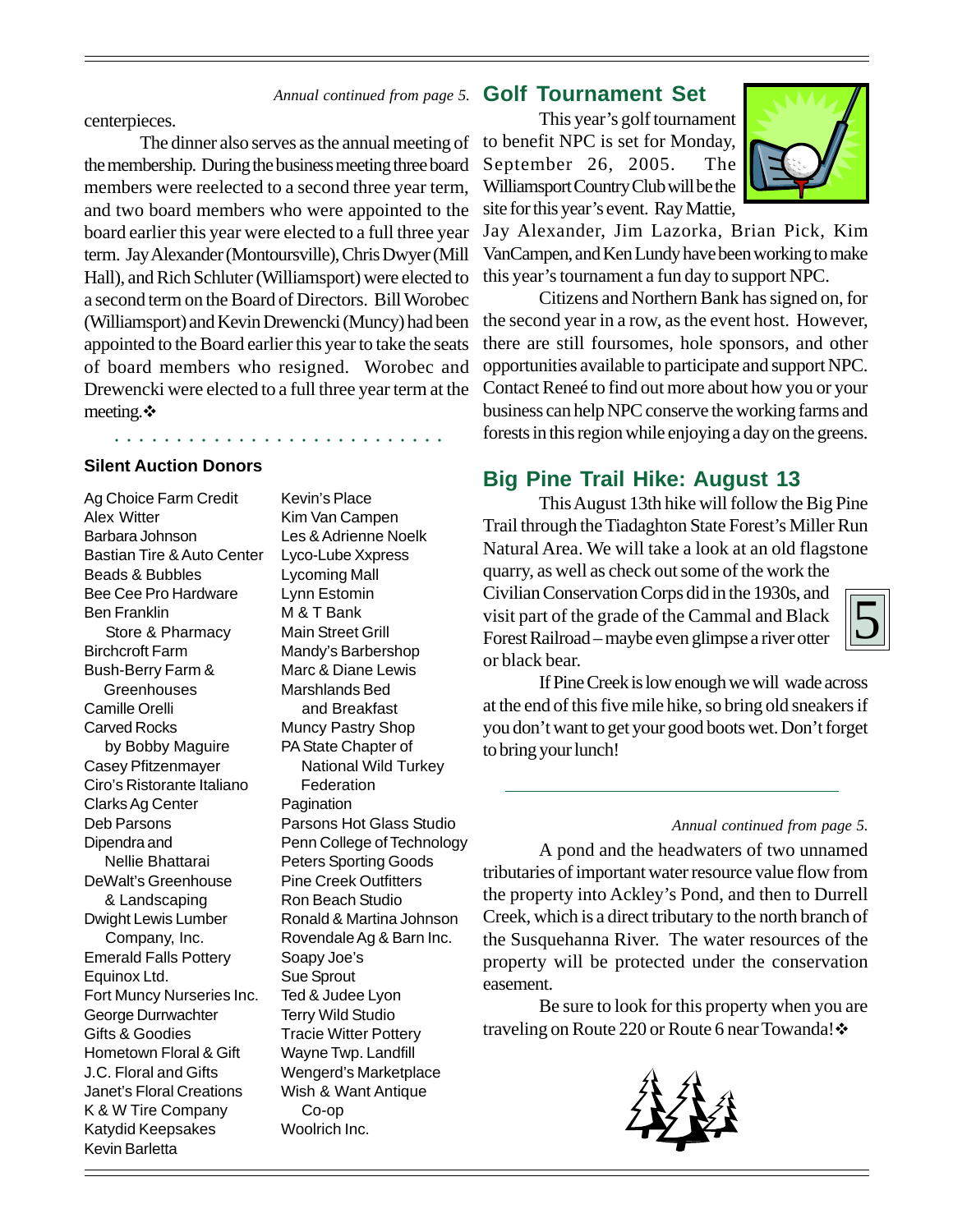*Annual continued from page 5.*

centerpieces.

The dinner also serves as the annual meeting of the membership. During the business meeting three board members were reelected to a second three year term, and two board members who were appointed to the board earlier this year were elected to a full three year term. Jay Alexander (Montoursville), Chris Dwyer (Mill Hall), and Rich Schluter (Williamsport) were elected to a second term on the Board of Directors. Bill Worobec (Williamsport) and Kevin Drewencki (Muncy) had been appointed to the Board earlier this year to take the seats of board members who resigned. Worobec and Drewencki were elected to a full three year term at the meeting.❖

### Silent Auction Donors

- Ag Choice Farm Credit
- Alex Witter
- Barbara Johnson
- Bastian Tire & Auto Center
- Beads & Bubbles
- Bee Cee Pro Hardware
- Ben Franklin Store & Pharmacy
- Birchcroft Farm
- Bush-Berry Farm & Greenhouses
- Camille Orelli
- Carved Rocks by Bobby Maguire
- Casey Pfitzenmayer
- Ciro's Ristorante Italiano
- Clarks Ag Center
- Deb Parsons
- Dipendra and Nellie Bhattarai
- DeWalt's Greenhouse & Landscaping
- Dwight Lewis Lumber Company, Inc.
- Emerald Falls Pottery
- Equinox Ltd.
- Fort Muncy Nurseries Inc.
- George Durrwachter
- Gifts & Goodies
- Hometown Floral & Gift
- J.C. Floral and Gifts
- Janet's Floral Creations
- K & W Tire Company
- Katydid Keepsakes
- Kevin Barletta
- Kevin's Place
- Kim Van Campen
- Les & Adrienne Noelk
- Lyco-Lube Xxpress
- Lycoming Mall
- Lynn Estomin
- M & T Bank
- Main Street Grill
- Mandy's Barbershop
- Marc & Diane Lewis
- Marshlands Bed and Breakfast
- Muncy Pastry Shop
- PA State Chapter of National Wild Turkey Federation
- Pagination
- Parsons Hot Glass Studio
- Penn College of Technology
- Peters Sporting Goods
- Pine Creek Outfitters
- Ron Beach Studio
- Ronald & Martina Johnson
- Rovendale Ag & Barn Inc.
- Soapy Joe's
- Sue Sprout
- Ted & Judee Lyon
- Terry Wild Studio
- Tracie Witter Pottery
- Wayne Twp. Landfill
- Wengerd's Marketplace
- Wish & Want Antique Co-op
- Woolrich Inc.

## Golf Tournament Set

This year's golf tournament to benefit NPC is set for Monday, September 26, 2005. The Williamsport Country Club will be the site for this year's event. Ray Mattie, Jay Alexander, Jim Lazorka, Brian Pick, Kim VanCampen, and Ken Lundy have been working to make this year's tournament a fun day to support NPC.

Citizens and Northern Bank has signed on, for the second year in a row, as the event host. However, there are still foursomes, hole sponsors, and other opportunities available to participate and support NPC. Contact Reneé to find out more about how you or your business can help NPC conserve the working farms and forests in this region while enjoying a day on the greens.

## Big Pine Trail Hike: August 13

This August 13th hike will follow the Big Pine Trail through the Tiadaghton State Forest's Miller Run Natural Area. We will take a look at an old flagstone quarry, as well as check out some of the work the Civilian Conservation Corps did in the 1930s, and visit part of the grade of the Cammal and Black Forest Railroad – maybe even glimpse a river otter or black bear.

If Pine Creek is low enough we will wade across at the end of this five mile hike, so bring old sneakers if you don't want to get your good boots wet. Don't forget to bring your lunch!

---

*Annual continued from page 5.*

A pond and the headwaters of two unnamed tributaries of important water resource value flow from the property into Ackley's Pond, and then to Durrell Creek, which is a direct tributary to the north branch of the Susquehanna River. The water resources of the property will be protected under the conservation easement.

Be sure to look for this property when you are traveling on Route 220 or Route 6 near Towanda!❖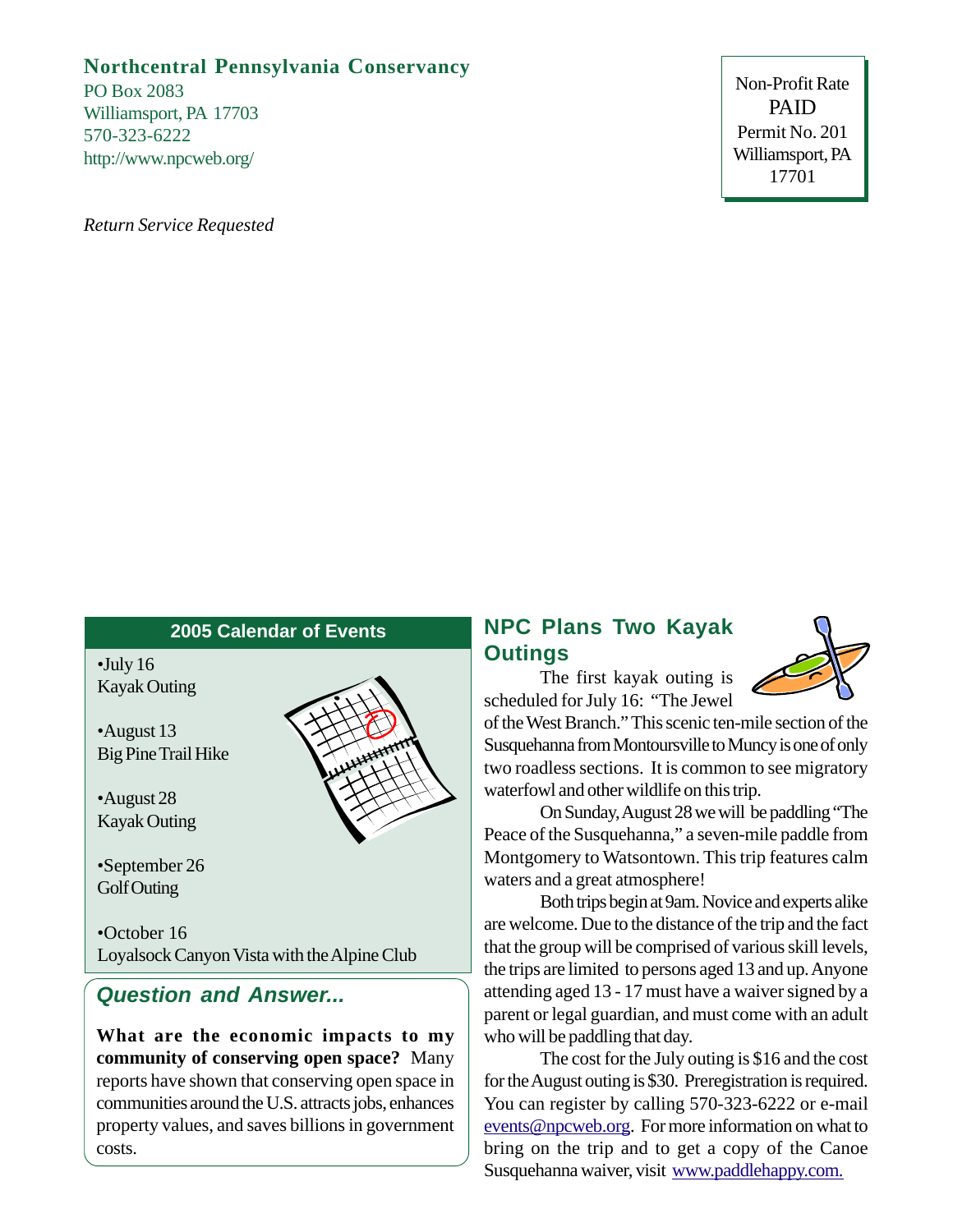**Northcentral Pennsylvania Conservancy**
PO Box 2083
Williamsport, PA 17703
570-323-6222
http://www.npcweb.org/

Non-Profit Rate
PAID
Permit No. 201
Williamsport, PA
17701

*Return Service Requested*

## 2005 Calendar of Events

•July 16
Kayak Outing

•August 13
Big Pine Trail Hike

•August 28
Kayak Outing

•September 26
Golf Outing

•October 16
Loyalsock Canyon Vista with the Alpine Club

## *Question and Answer...*

**What are the economic impacts to my community of conserving open space?** Many reports have shown that conserving open space in communities around the U.S. attracts jobs, enhances property values, and saves billions in government costs.

## NPC Plans Two Kayak Outings

The first kayak outing is scheduled for July 16: "The Jewel of the West Branch." This scenic ten-mile section of the Susquehanna from Montoursville to Muncy is one of only two roadless sections. It is common to see migratory waterfowl and other wildlife on this trip.

On Sunday, August 28 we will be paddling "The Peace of the Susquehanna," a seven-mile paddle from Montgomery to Watsontown. This trip features calm waters and a great atmosphere!

Both trips begin at 9am. Novice and experts alike are welcome. Due to the distance of the trip and the fact that the group will be comprised of various skill levels, the trips are limited to persons aged 13 and up. Anyone attending aged 13 - 17 must have a waiver signed by a parent or legal guardian, and must come with an adult who will be paddling that day.

The cost for the July outing is $16 and the cost for the August outing is $30. Preregistration is required. You can register by calling 570-323-6222 or e-mail events@npcweb.org. For more information on what to bring on the trip and to get a copy of the Canoe Susquehanna waiver, visit www.paddlehappy.com.